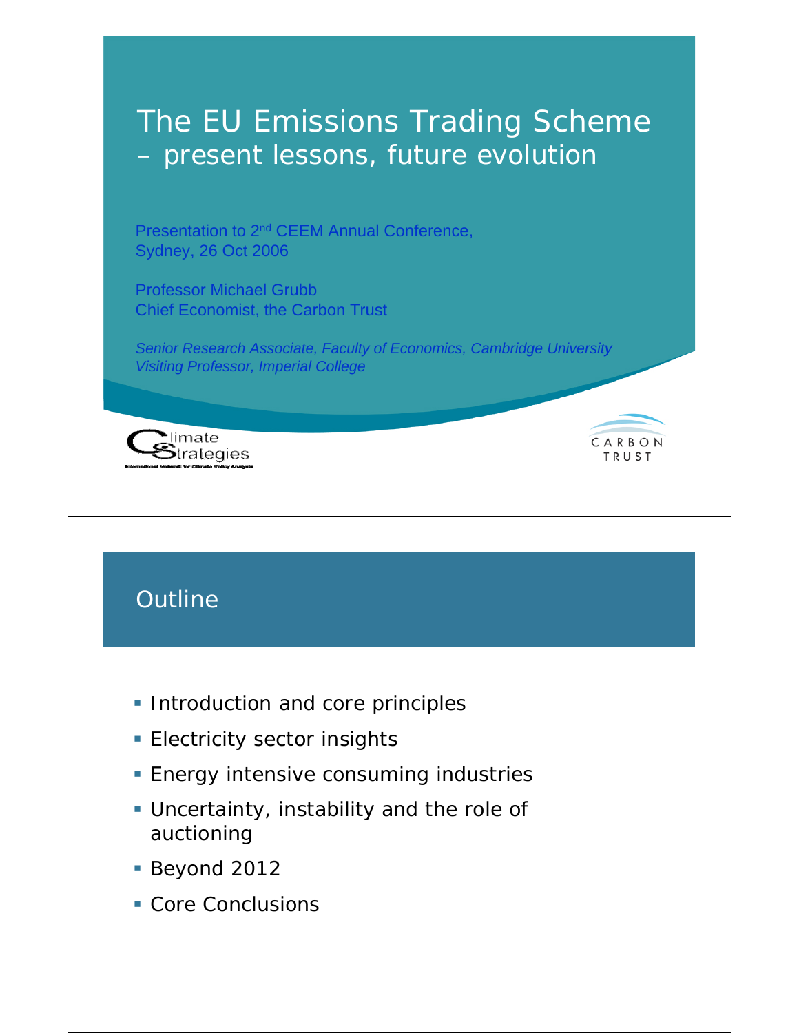# The EU Emissions Trading Scheme – present lessons, future evolution

Presentation to 2nd CEEM Annual Conference, Sydney, 26 Oct 2006

Professor Michael Grubb
Chief Economist, the Carbon Trust

*Senior Research Associate, Faculty of Economics, Cambridge University*
*Visiting Professor, Imperial College*

Climate Strategies
International Network for Climate Policy Analysis

CARBON TRUST

## Outline

- Introduction and core principles
- Electricity sector insights
- Energy intensive consuming industries
- Uncertainty, instability and the role of auctioning
- Beyond 2012
- Core Conclusions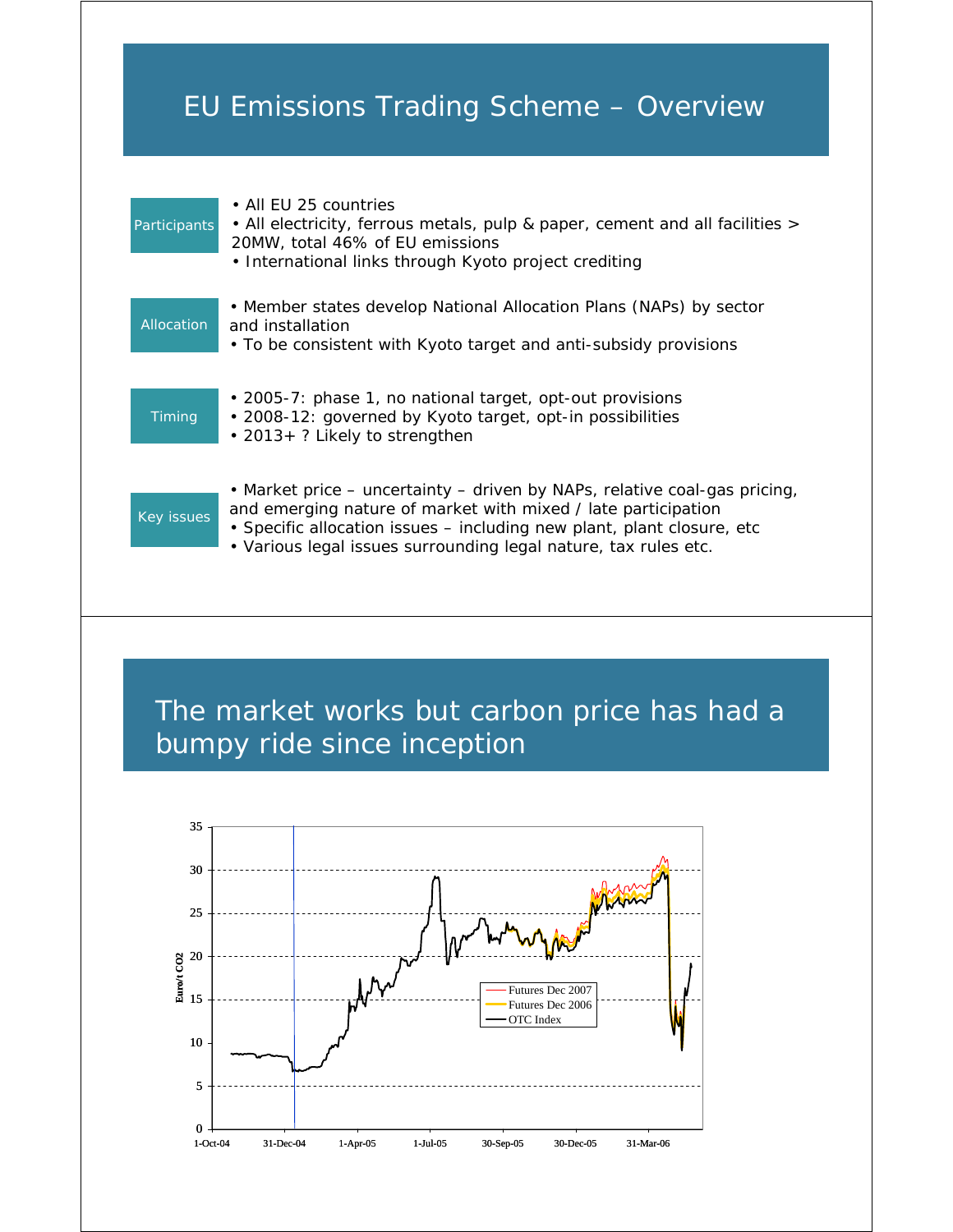# EU Emissions Trading Scheme – Overview

| | |
|---|---|
| Participants | • All EU 25 countries<br>• All electricity, ferrous metals, pulp & paper, cement and all facilities > 20MW, total 46% of EU emissions<br>• International links through Kyoto project crediting |
| Allocation | • Member states develop National Allocation Plans (NAPs) by sector and installation<br>• To be consistent with Kyoto target and anti-subsidy provisions |
| Timing | • 2005-7: phase 1, no national target, opt-out provisions<br>• 2008-12: governed by Kyoto target, opt-in possibilities<br>• 2013+ ? Likely to strengthen |
| Key issues | • Market price – uncertainty – driven by NAPs, relative coal-gas pricing, and emerging nature of market with mixed / late participation<br>• Specific allocation issues – including new plant, plant closure, etc<br>• Various legal issues surrounding legal nature, tax rules etc. |

# The market works but carbon price has had a bumpy ride since inception

Euro/t CO2

Legend: Futures Dec 2007; Futures Dec 2006; OTC Index

Y-axis: 0, 5, 10, 15, 20, 25, 30, 35

X-axis: 1-Oct-04, 31-Dec-04, 1-Apr-05, 1-Jul-05, 30-Sep-05, 30-Dec-05, 31-Mar-06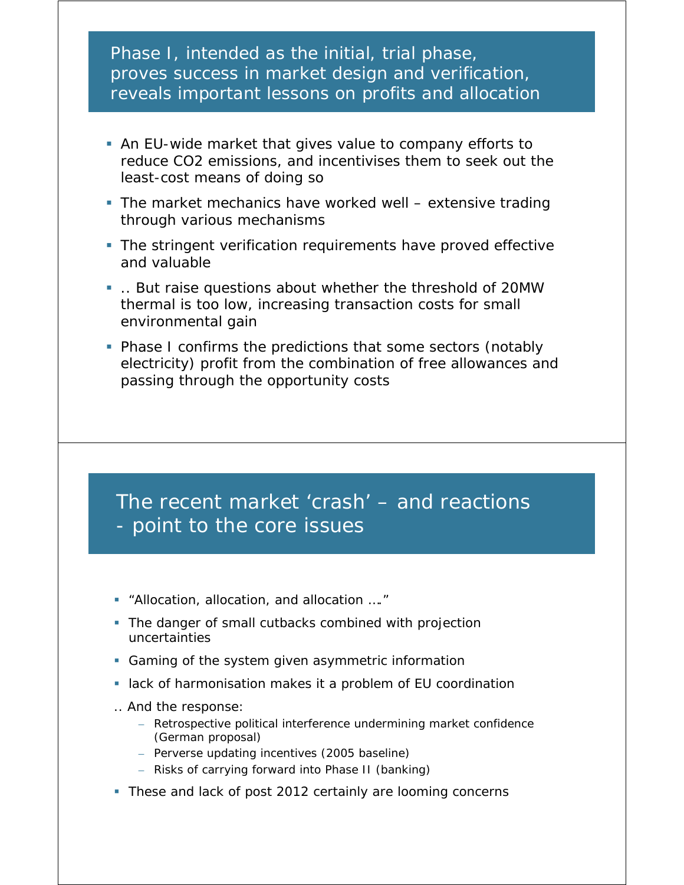## Phase I, intended as the initial, trial phase, proves success in market design and verification, reveals important lessons on profits and allocation

- An EU-wide market that gives value to company efforts to reduce $CO_2$ emissions, and incentivises them to seek out the least-cost means of doing so
- The market mechanics have worked well – extensive trading through various mechanisms
- The stringent verification requirements have proved effective and valuable
- .. But raise questions about whether the threshold of 20MW thermal is too low, increasing transaction costs for small environmental gain
- Phase I confirms the predictions that some sectors (notably electricity) profit from the combination of free allowances and passing through the opportunity costs

## The recent market 'crash' – and reactions - point to the core issues

- "Allocation, allocation, and allocation …."
- The danger of small cutbacks combined with projection uncertainties
- Gaming of the system given asymmetric information
- lack of harmonisation makes it a problem of EU coordination

.. And the response:

- Retrospective political interference undermining market confidence (German proposal)
- Perverse updating incentives (2005 baseline)
- Risks of carrying forward into Phase II (banking)

- These and lack of post 2012 certainly are looming concerns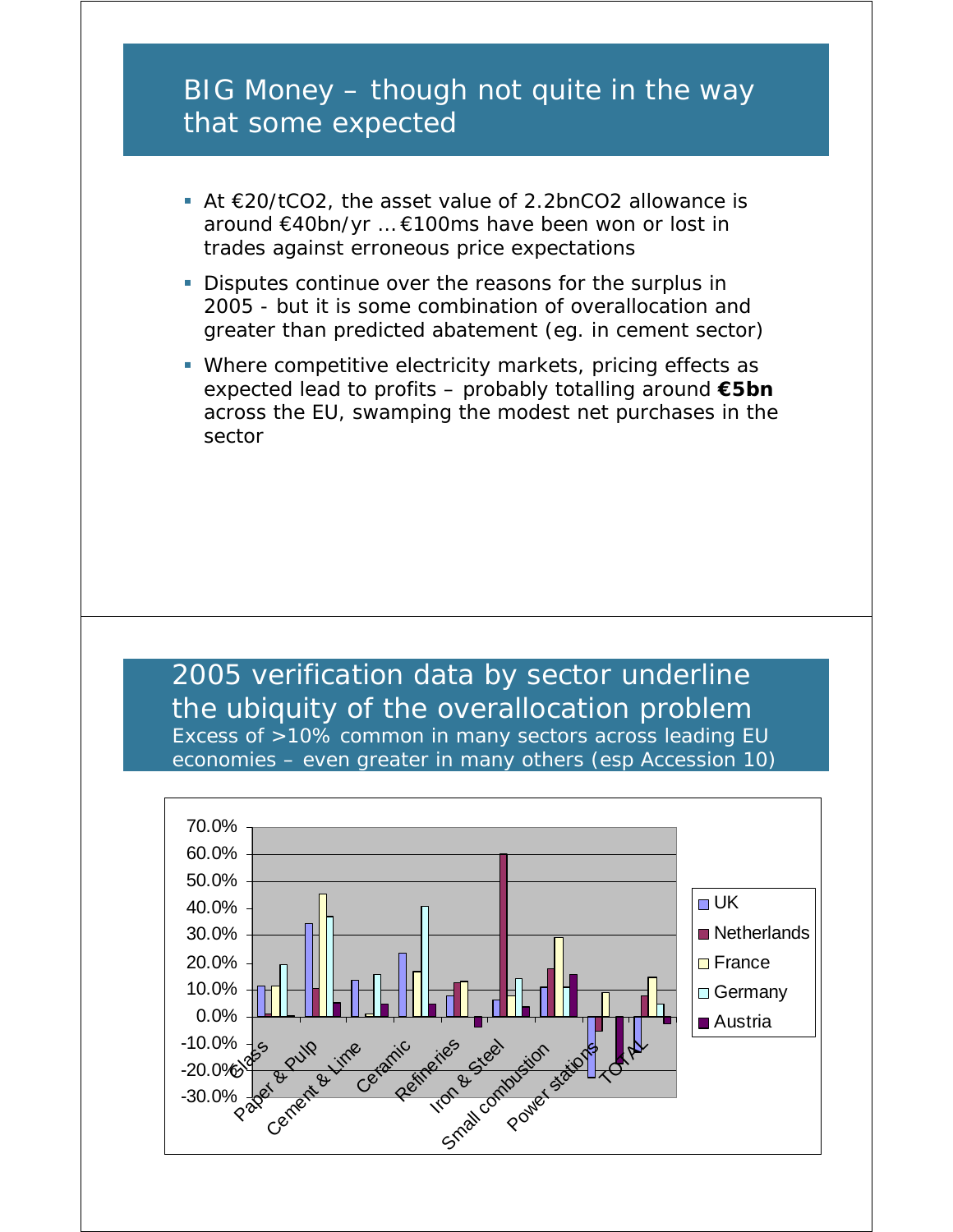## BIG Money – though not quite in the way that some expected

- At €20/t$CO_2$, the asset value of 2.2bn$CO_2$ allowance is around €40bn/yr …€100ms have been won or lost in trades against erroneous price expectations
- Disputes continue over the reasons for the surplus in 2005 - but it is some combination of overallocation and greater than predicted abatement (eg. in cement sector)
- Where competitive electricity markets, pricing effects as expected lead to profits – probably totalling around **€5bn** across the EU, swamping the modest net purchases in the sector

## 2005 verification data by sector underline the ubiquity of the overallocation problem

Excess of >10% common in many sectors across leading EU economies – even greater in many others (esp Accession 10)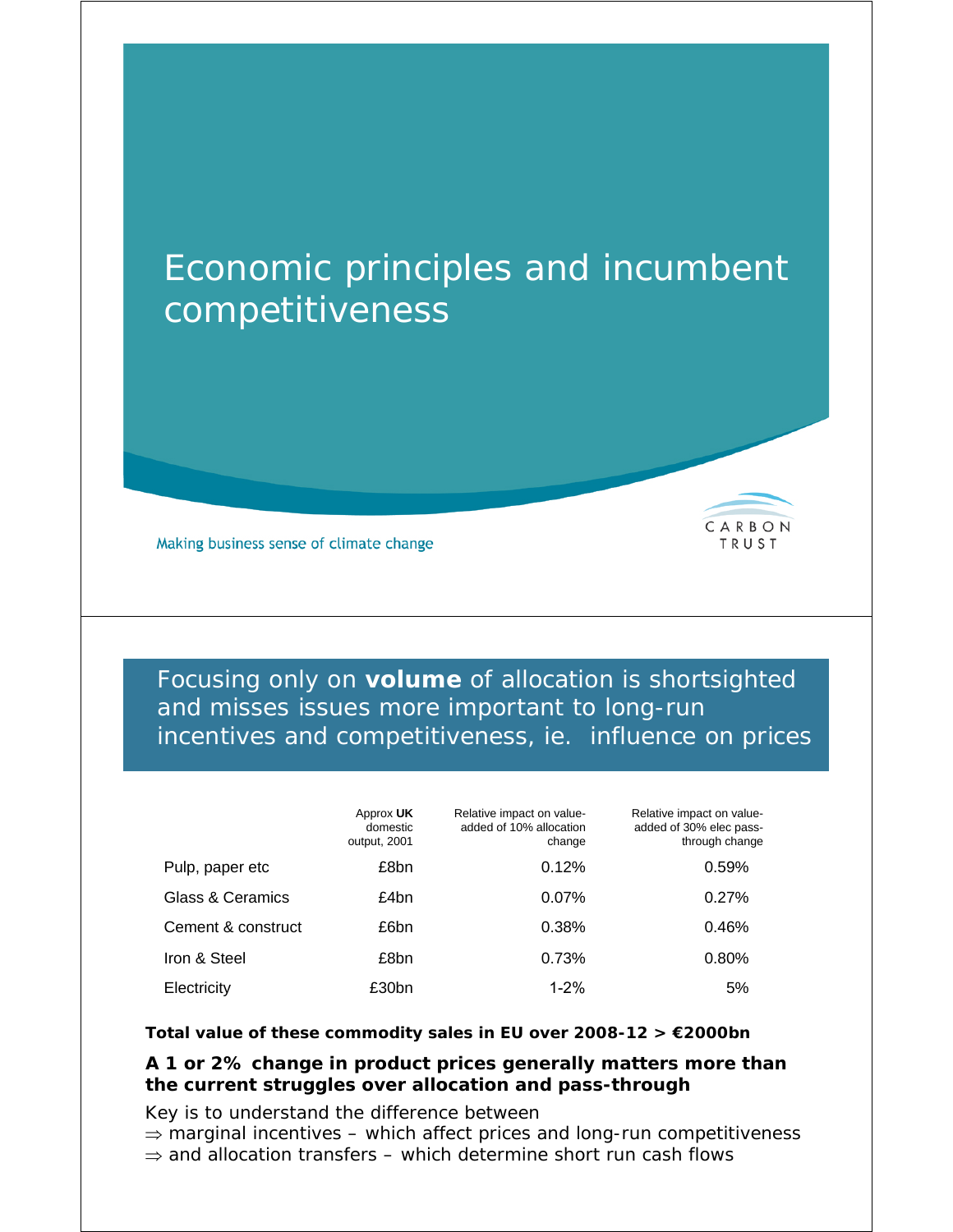# Economic principles and incumbent competitiveness

Making business sense of climate change

CARBON TRUST

## Focusing only on **volume** of allocation is shortsighted and misses issues more important to long-run incentives and competitiveness, ie. influence on prices

| | Approx **UK** domestic output, 2001 | Relative impact on value-added of 10% allocation change | Relative impact on value-added of 30% elec pass-through change |
|---|---|---|---|
| Pulp, paper etc | £8bn | 0.12% | 0.59% |
| Glass & Ceramics | £4bn | 0.07% | 0.27% |
| Cement & construct | £6bn | 0.38% | 0.46% |
| Iron & Steel | £8bn | 0.73% | 0.80% |
| Electricity | £30bn | 1-2% | 5% |

**Total value of these commodity sales in EU over 2008-12 > €2000bn**

**A 1 or 2% change in product prices generally matters more than the current struggles over allocation and pass-through**

Key is to understand the difference between

⇒ marginal incentives – which affect prices and long-run competitiveness

⇒ and allocation transfers – which determine short run cash flows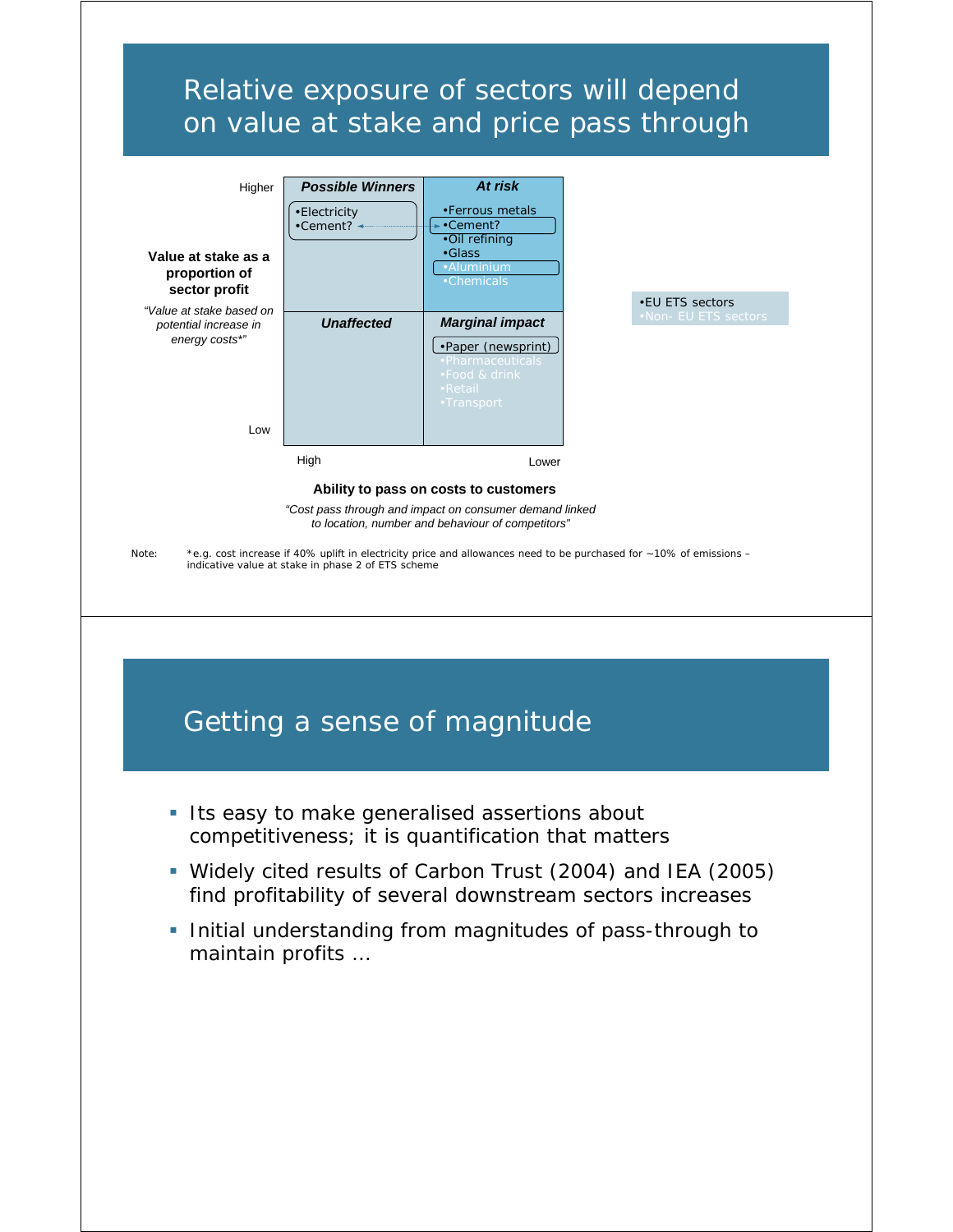# Relative exposure of sectors will depend on value at stake and price pass through

**Value at stake as a proportion of sector profit** (Higher → Low)

*"Value at stake based on potential increase in energy costs*"*

**Ability to pass on costs to customers** (High → Lower)

*"Cost pass through and impact on consumer demand linked to location, number and behaviour of competitors"*

| Value at stake \ Ability to pass on costs | High | Lower |
|---|---|---|
| Higher | ***Possible Winners*** <br> •Electricity <br> •Cement? | ***At risk*** <br> •Ferrous metals <br> •Cement? <br> •Oil refining <br> •Glass <br> •Aluminium <br> •Chemicals |
| Low | ***Unaffected*** | ***Marginal impact*** <br> •Paper (newsprint) <br> •Pharmaceuticals <br> •Food & drink <br> •Retail <br> •Transport |

•EU ETS sectors
•Non- EU ETS sectors

Note: *e.g. cost increase if 40% uplift in electricity price and allowances need to be purchased for ~10% of emissions – indicative value at stake in phase 2 of ETS scheme

# Getting a sense of magnitude

- Its easy to make generalised assertions about competitiveness; it is quantification that matters
- Widely cited results of Carbon Trust (2004) and IEA (2005) find profitability of several downstream sectors increases
- Initial understanding from magnitudes of pass-through to maintain profits …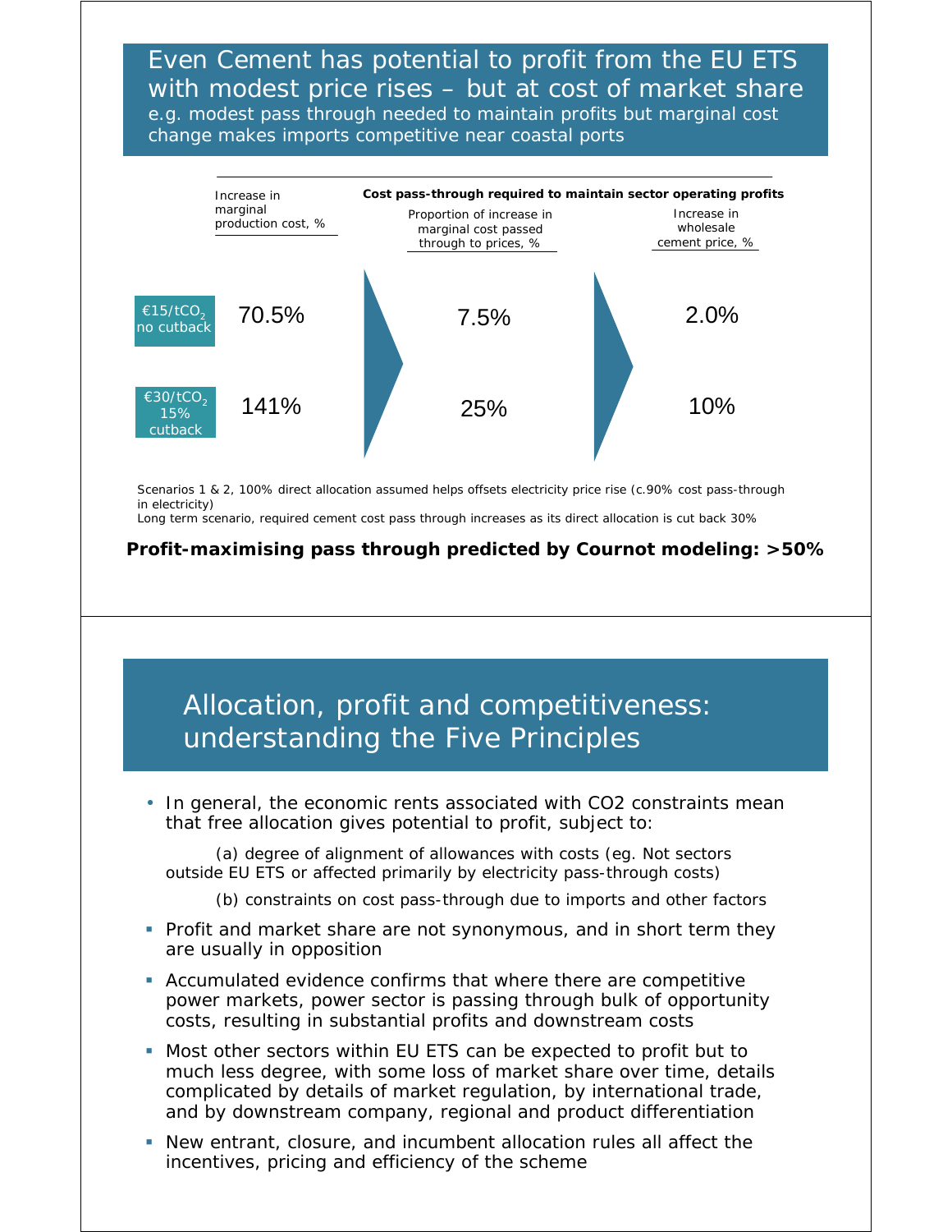## Even Cement has potential to profit from the EU ETS with modest price rises – but at cost of market share

e.g. modest pass through needed to maintain profits but marginal cost change makes imports competitive near coastal ports

| | Increase in marginal production cost, % | Cost pass-through required to maintain sector operating profits: Proportion of increase in marginal cost passed through to prices, % | Increase in wholesale cement price, % |
|---|---|---|---|
| €15/t$CO_2$ no cutback | 70.5% | 7.5% | 2.0% |
| €30/t$CO_2$ 15% cutback | 141% | 25% | 10% |

Scenarios 1 & 2, 100% direct allocation assumed helps offsets electricity price rise (c.90% cost pass-through in electricity)
Long term scenario, required cement cost pass through increases as its direct allocation is cut back 30%

**Profit-maximising pass through predicted by Cournot modeling: >50%**

## Allocation, profit and competitiveness: understanding the Five Principles

- In general, the economic rents associated with CO2 constraints mean that free allocation gives potential to profit, subject to:

  (a) degree of alignment of allowances with costs (eg. Not sectors outside EU ETS or affected primarily by electricity pass-through costs)

  (b) constraints on cost pass-through due to imports and other factors

- Profit and market share are not synonymous, and in short term they are usually in opposition
- Accumulated evidence confirms that where there are competitive power markets, power sector is passing through bulk of opportunity costs, resulting in substantial profits and downstream costs
- Most other sectors within EU ETS can be expected to profit but to much less degree, with some loss of market share over time, details complicated by details of market regulation, by international trade, and by downstream company, regional and product differentiation
- New entrant, closure, and incumbent allocation rules all affect the incentives, pricing and efficiency of the scheme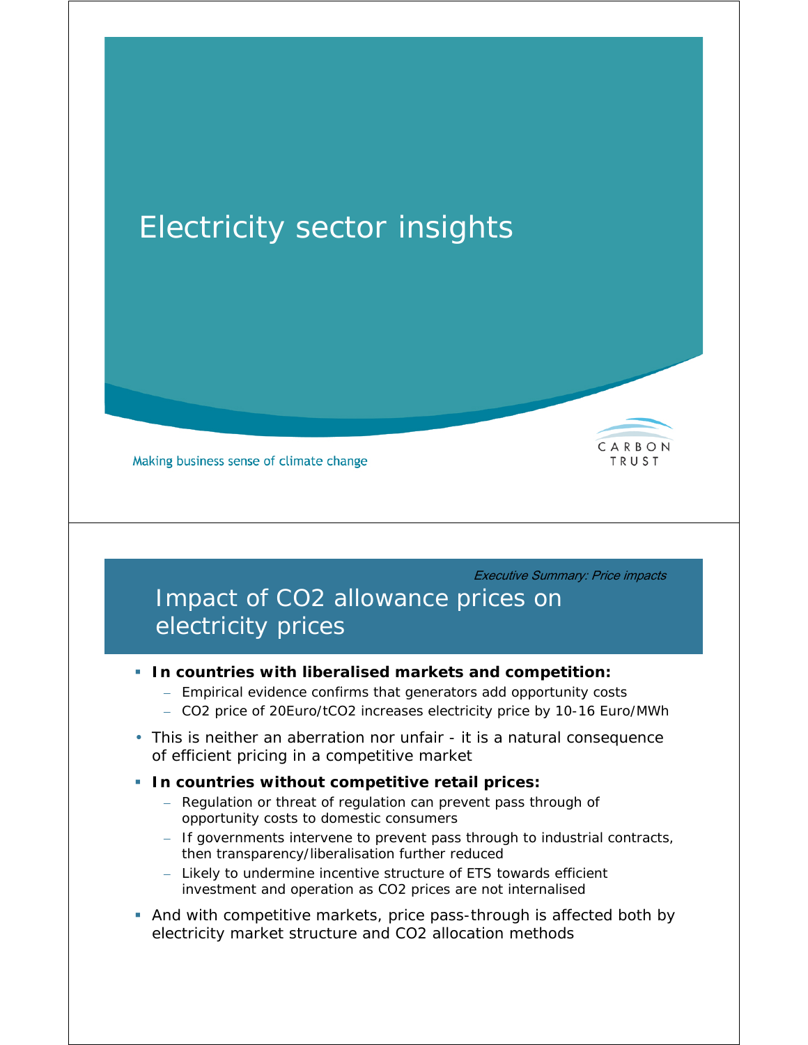# Electricity sector insights

Making business sense of climate change

CARBON TRUST

*Executive Summary: Price impacts*

## Impact of $CO_2$ allowance prices on electricity prices

- **In countries with liberalised markets and competition:**
  - Empirical evidence confirms that generators add opportunity costs
  - $CO_2$ price of 20Euro/t$CO_2$ increases electricity price by 10-16 Euro/MWh
- This is neither an aberration nor unfair - it is a natural consequence of efficient pricing in a competitive market
- **In countries without competitive retail prices:**
  - Regulation or threat of regulation can prevent pass through of opportunity costs to domestic consumers
  - If governments intervene to prevent pass through to industrial contracts, then transparency/liberalisation further reduced
  - Likely to undermine incentive structure of ETS towards efficient investment and operation as $CO_2$ prices are not internalised
- And with competitive markets, price pass-through is affected both by electricity market structure and $CO_2$ allocation methods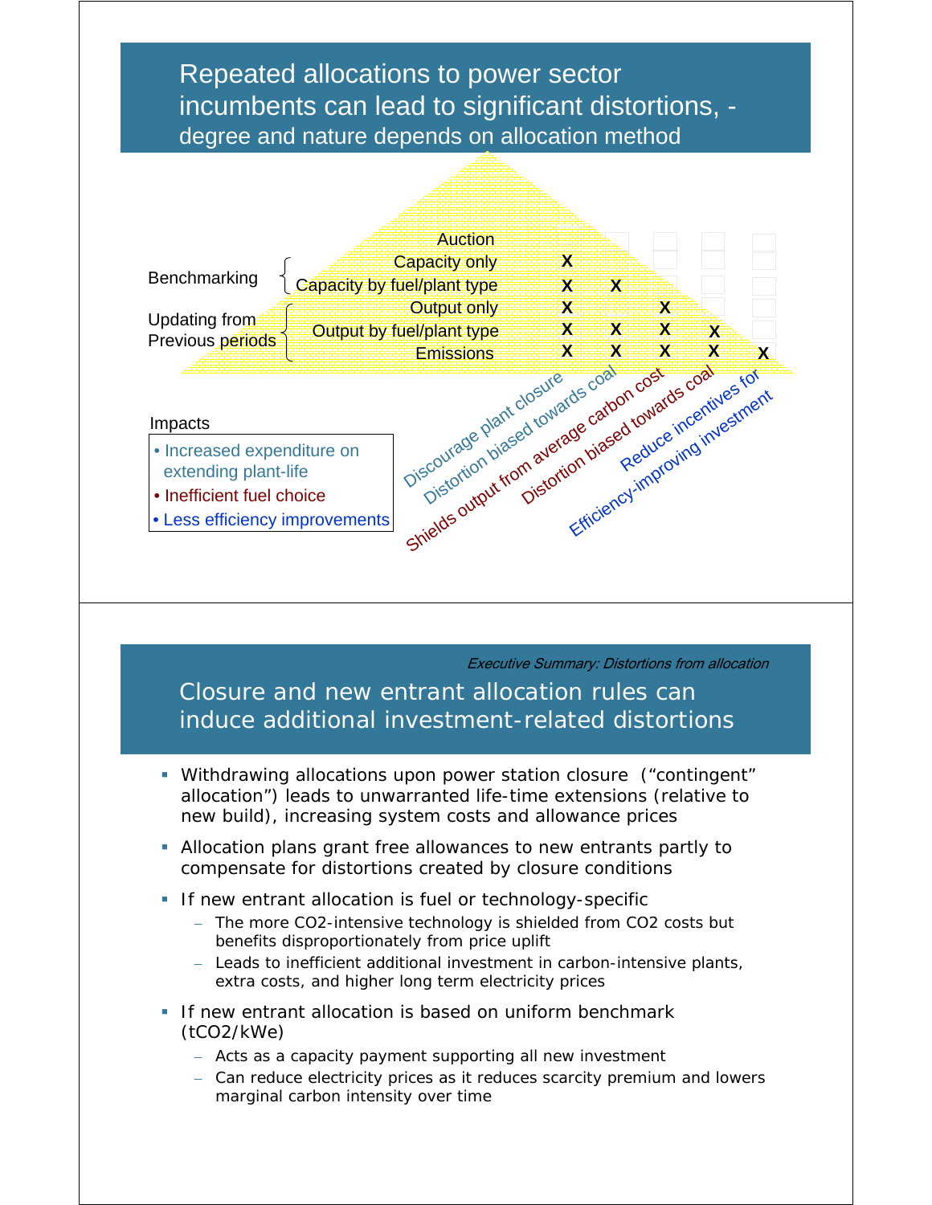## Repeated allocations to power sector incumbents can lead to significant distortions, - degree and nature depends on allocation method

| | Allocation method | Discourage plant closure | Distortion biased towards coal | Shields output from average carbon cost | Distortion biased towards coal | Reduce incentives for Efficiency-improving investment |
|---|---|---|---|---|---|---|
| | Auction | | | | | |
| Benchmarking | Capacity only | X | | | | |
| | Capacity by fuel/plant type | X | X | | | |
| Updating from Previous periods | Output only | X | | X | | |
| | Output by fuel/plant type | X | X | X | X | |
| | Emissions | X | X | X | X | X |

Impacts

- Increased expenditure on extending plant-life
- Inefficient fuel choice
- Less efficiency improvements

*Executive Summary: Distortions from allocation*

## Closure and new entrant allocation rules can induce additional investment-related distortions

- Withdrawing allocations upon power station closure ("contingent" allocation") leads to unwarranted life-time extensions (relative to new build), increasing system costs and allowance prices
- Allocation plans grant free allowances to new entrants partly to compensate for distortions created by closure conditions
- If new entrant allocation is fuel or technology-specific
  - The more $CO_2$-intensive technology is shielded from $CO_2$ costs but benefits disproportionately from price uplift
  - Leads to inefficient additional investment in carbon-intensive plants, extra costs, and higher long term electricity prices
- If new entrant allocation is based on uniform benchmark ($tCO_2$/kWe)
  - Acts as a capacity payment supporting all new investment
  - Can reduce electricity prices as it reduces scarcity premium and lowers marginal carbon intensity over time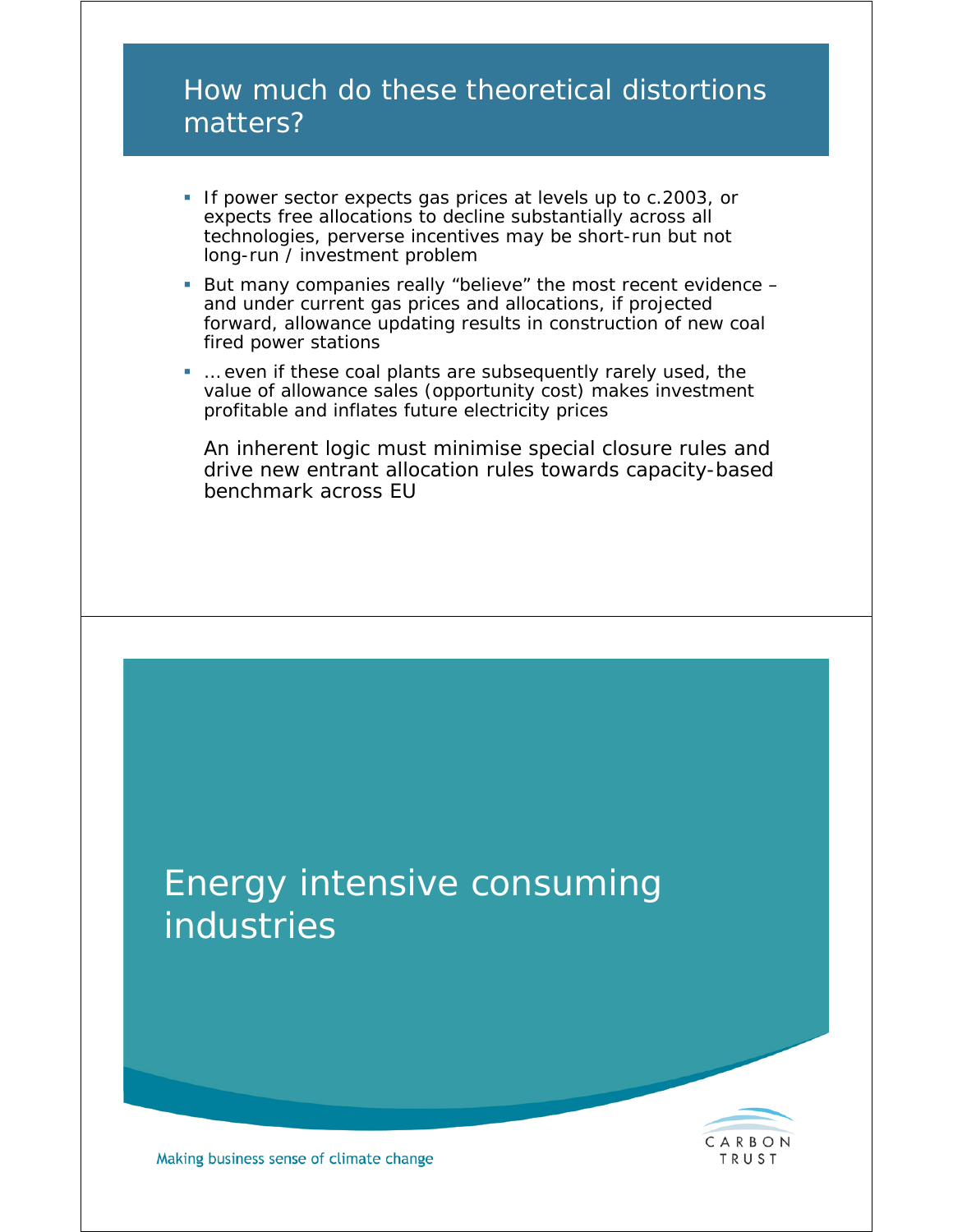## How much do these theoretical distortions matters?

- If power sector expects gas prices at levels up to c.2003, or expects free allocations to decline substantially across all technologies, perverse incentives may be short-run but not long-run / investment problem
- But many companies really "believe" the most recent evidence – and under current gas prices and allocations, if projected forward, allowance updating results in construction of new coal fired power stations
- … even if these coal plants are subsequently rarely used, the value of allowance sales (opportunity cost) makes investment profitable and inflates future electricity prices

An inherent logic must minimise special closure rules and drive new entrant allocation rules towards capacity-based benchmark across EU

## Energy intensive consuming industries

Making business sense of climate change

CARBON TRUST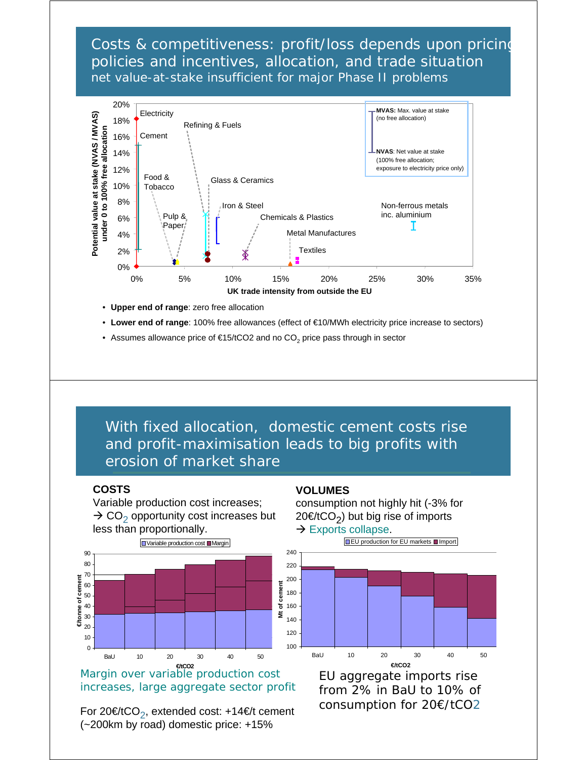## Costs & competitiveness: profit/loss depends upon pricing policies and incentives, allocation, and trade situation

net value-at-stake insufficient for major Phase II problems

Potential value at stake (NVAS / MVAS) under 0 to 100% free allocation

UK trade intensity from outside the EU

Electricity, Cement, Refining & Fuels, Food & Tobacco, Pulp & Paper, Glass & Ceramics, Iron & Steel, Chemicals & Plastics, Metal Manufactures, Textiles, Non-ferrous metals inc. aluminium

**MVAS:** Max. value at stake (no free allocation)

**NVAS**: Net value at stake (100% free allocation; exposure to electricity price only)

- **Upper end of range**: zero free allocation
- **Lower end of range**: 100% free allowances (effect of €10/MWh electricity price increase to sectors)
- Assumes allowance price of €15/tCO2 and no $CO_2$ price pass through in sector

## With fixed allocation, domestic cement costs rise and profit-maximisation leads to big profits with erosion of market share

**COSTS**

Variable production cost increases;
→ $CO_2$ opportunity cost increases but less than proportionally.

Margin over variable production cost increases, large aggregate sector profit

For 20€/t$CO_2$, extended cost: +14€/t cement (~200km by road) domestic price: +15%

**VOLUMES**

consumption not highly hit (-3% for 20€/t$CO_2$) but big rise of imports
→ Exports collapse.

EU aggregate imports rise from 2% in BaU to 10% of consumption for 20€/tCO2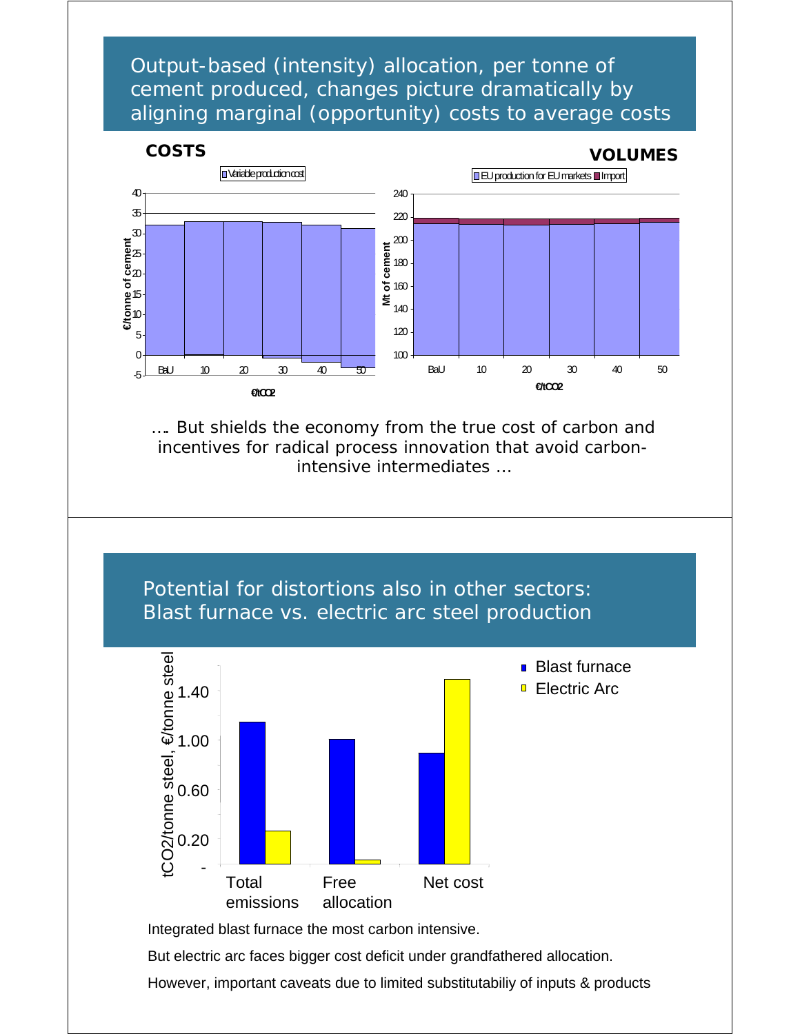## Output-based (intensity) allocation, per tonne of cement produced, changes picture dramatically by aligning marginal (opportunity) costs to average costs

**COSTS**

**VOLUMES**

…. But shields the economy from the true cost of carbon and incentives for radical process innovation that avoid carbon-intensive intermediates …

## Potential for distortions also in other sectors: Blast furnace vs. electric arc steel production

Integrated blast furnace the most carbon intensive.

But electric arc faces bigger cost deficit under grandfathered allocation.

However, important caveats due to limited substitutabiliy of inputs & products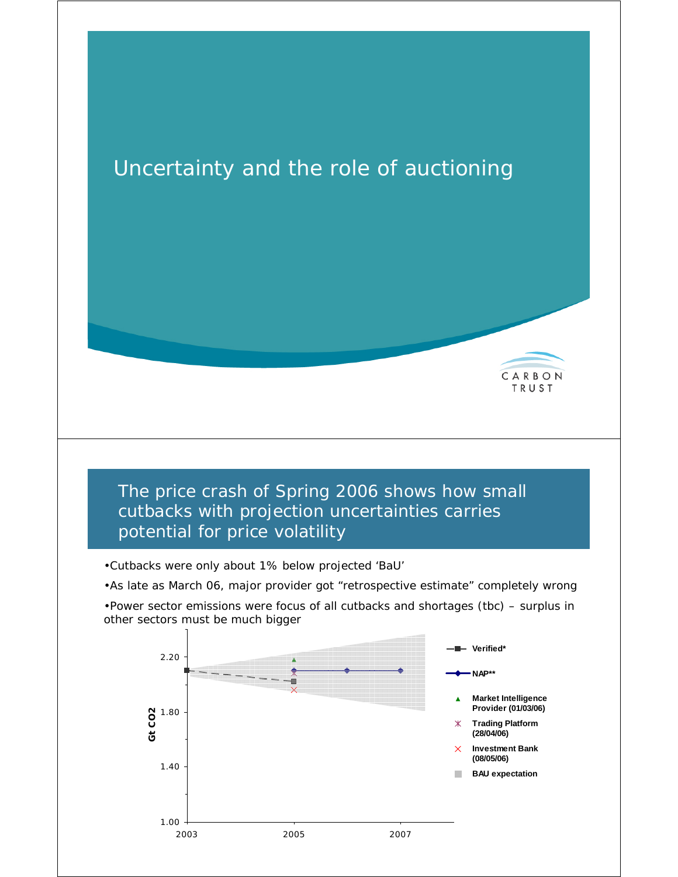# Uncertainty and the role of auctioning

CARBON TRUST

## The price crash of Spring 2006 shows how small cutbacks with projection uncertainties carries potential for price volatility

- Cutbacks were only about 1% below projected 'BaU'
- As late as March 06, major provider got "retrospective estimate" completely wrong
- Power sector emissions were focus of all cutbacks and shortages (tbc) – surplus in other sectors must be much bigger

Gt CO2

2.20

1.80

1.40

1.00

2003 2005 2007

Verified*

NAP**

Market Intelligence Provider (01/03/06)

Trading Platform (28/04/06)

Investment Bank (08/05/06)

BAU expectation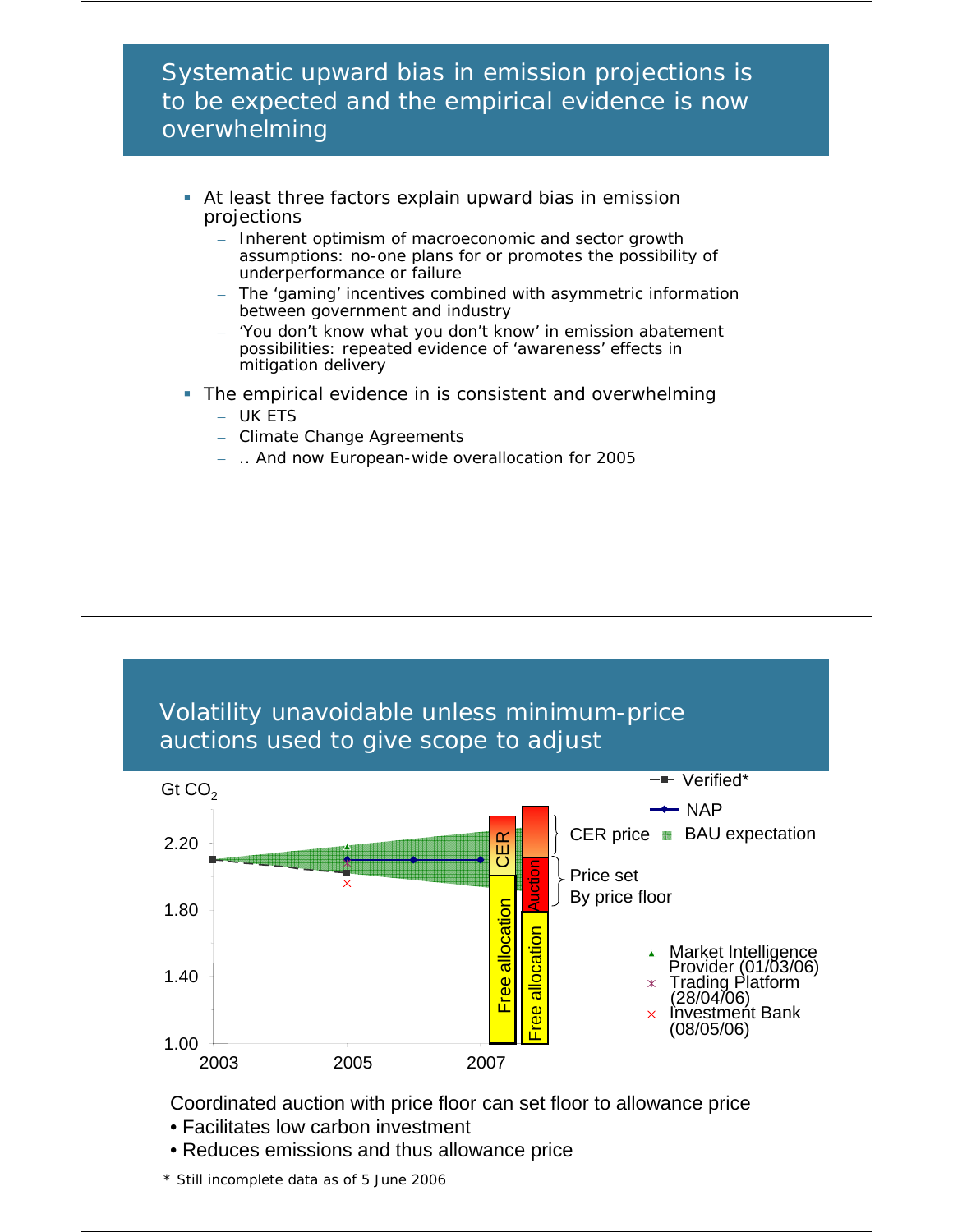## Systematic upward bias in emission projections is to be expected and the empirical evidence is now overwhelming

- At least three factors explain upward bias in emission projections
  - Inherent optimism of macroeconomic and sector growth assumptions: no-one plans for or promotes the possibility of underperformance or failure
  - The 'gaming' incentives combined with asymmetric information between government and industry
  - 'You don't know what you don't know' in emission abatement possibilities: repeated evidence of 'awareness' effects in mitigation delivery
- The empirical evidence in is consistent and overwhelming
  - UK ETS
  - Climate Change Agreements
  - .. And now European-wide overallocation for 2005

## Volatility unavoidable unless minimum-price auctions used to give scope to adjust

Gt $CO_2$

Legend: Verified*; NAP; BAU expectation; Market Intelligence Provider (01/03/06); Trading Platform (28/04/06); Investment Bank (08/05/06)

Axis values: 1.00, 1.40, 1.80, 2.20; 2003, 2005, 2007

Bar labels: Free allocation; CER; Free allocation; Auction

CER price

Price set By price floor

Coordinated auction with price floor can set floor to allowance price

- Facilitates low carbon investment
- Reduces emissions and thus allowance price

\* Still incomplete data as of 5 June 2006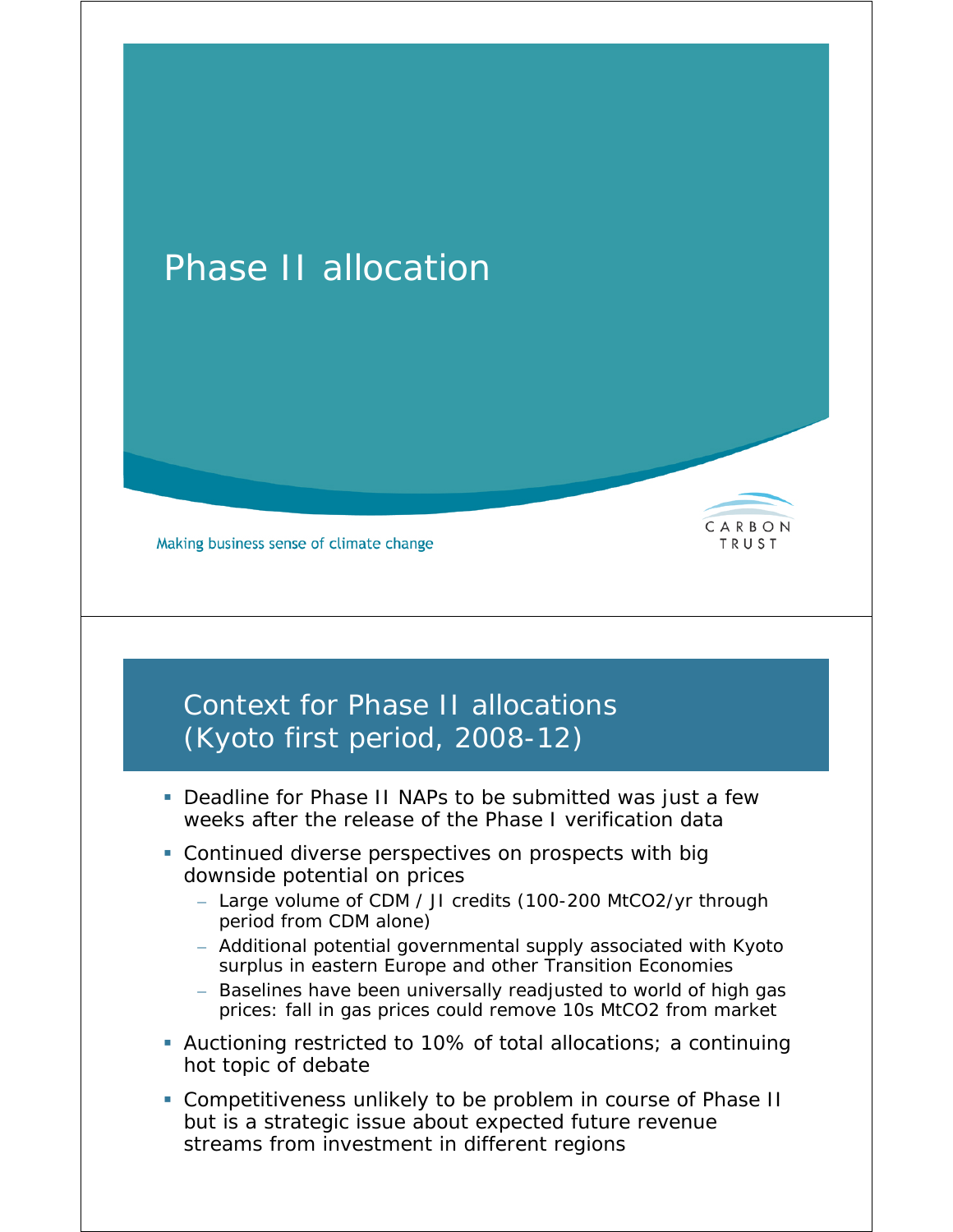# Phase II allocation

Making business sense of climate change

CARBON TRUST

## Context for Phase II allocations (Kyoto first period, 2008-12)

- Deadline for Phase II NAPs to be submitted was just a few weeks after the release of the Phase I verification data
- Continued diverse perspectives on prospects with big downside potential on prices
  - Large volume of CDM / JI credits (100-200 MtCO2/yr through period from CDM alone)
  - Additional potential governmental supply associated with Kyoto surplus in eastern Europe and other Transition Economies
  - Baselines have been universally readjusted to world of high gas prices: fall in gas prices could remove 10s MtCO2 from market
- Auctioning restricted to 10% of total allocations; a continuing hot topic of debate
- Competitiveness unlikely to be problem in course of Phase II but is a strategic issue about expected future revenue streams from investment in different regions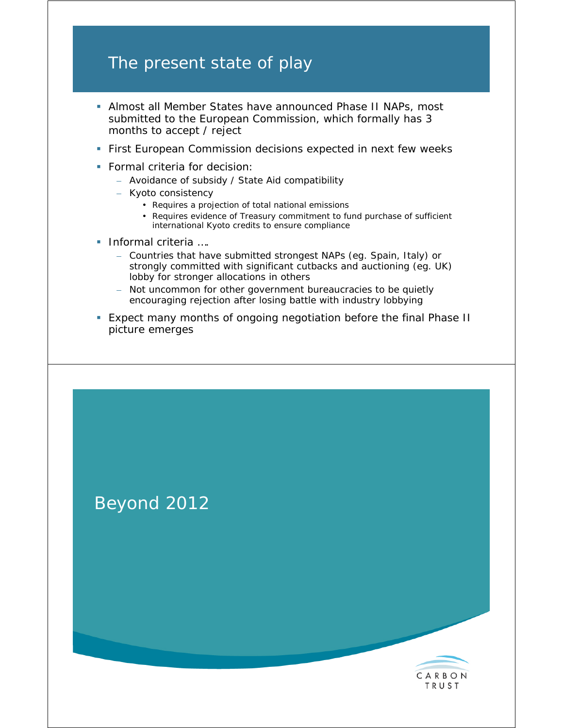## The present state of play

- Almost all Member States have announced Phase II NAPs, most submitted to the European Commission, which formally has 3 months to accept / reject
- First European Commission decisions expected in next few weeks
- Formal criteria for decision:
  - Avoidance of subsidy / State Aid compatibility
  - Kyoto consistency
    - Requires a projection of total national emissions
    - Requires evidence of Treasury commitment to fund purchase of sufficient international Kyoto credits to ensure compliance
- Informal criteria ….
  - Countries that have submitted strongest NAPs (eg. Spain, Italy) or strongly committed with significant cutbacks and auctioning (eg. UK) lobby for stronger allocations in others
  - Not uncommon for other government bureaucracies to be quietly encouraging rejection after losing battle with industry lobbying
- Expect many months of ongoing negotiation before the final Phase II picture emerges

## Beyond 2012

CARBON TRUST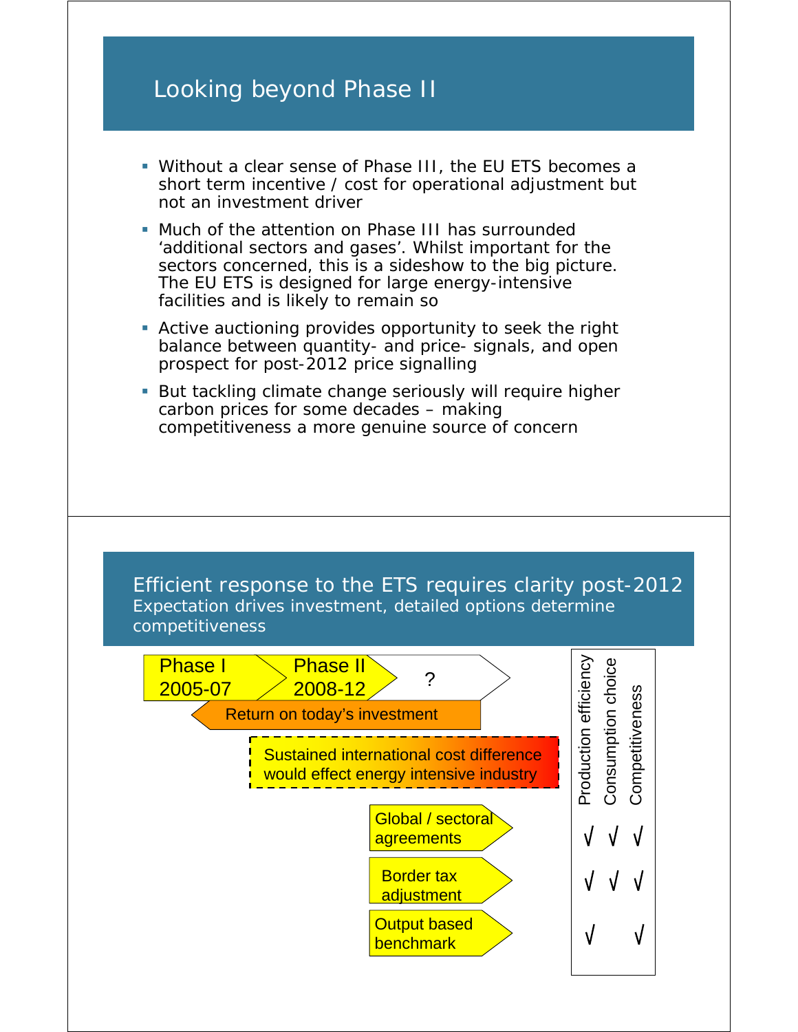## Looking beyond Phase II

- Without a clear sense of Phase III, the EU ETS becomes a short term incentive / cost for operational adjustment but not an investment driver
- Much of the attention on Phase III has surrounded 'additional sectors and gases'. Whilst important for the sectors concerned, this is a sideshow to the big picture. The EU ETS is designed for large energy-intensive facilities and is likely to remain so
- Active auctioning provides opportunity to seek the right balance between quantity- and price- signals, and open prospect for post-2012 price signalling
- But tackling climate change seriously will require higher carbon prices for some decades – making competitiveness a more genuine source of concern

## Efficient response to the ETS requires clarity post-2012

Expectation drives investment, detailed options determine competitiveness

Phase I 2005-07 → Phase II 2008-12 → ?

Return on today's investment

Sustained international cost difference would effect energy intensive industry

| | Production efficiency | Consumption choice | Competitiveness |
|---|---|---|---|
| Global / sectoral agreements | √ | √ | √ |
| Border tax adjustment | √ | √ | √ |
| Output based benchmark | √ | | √ |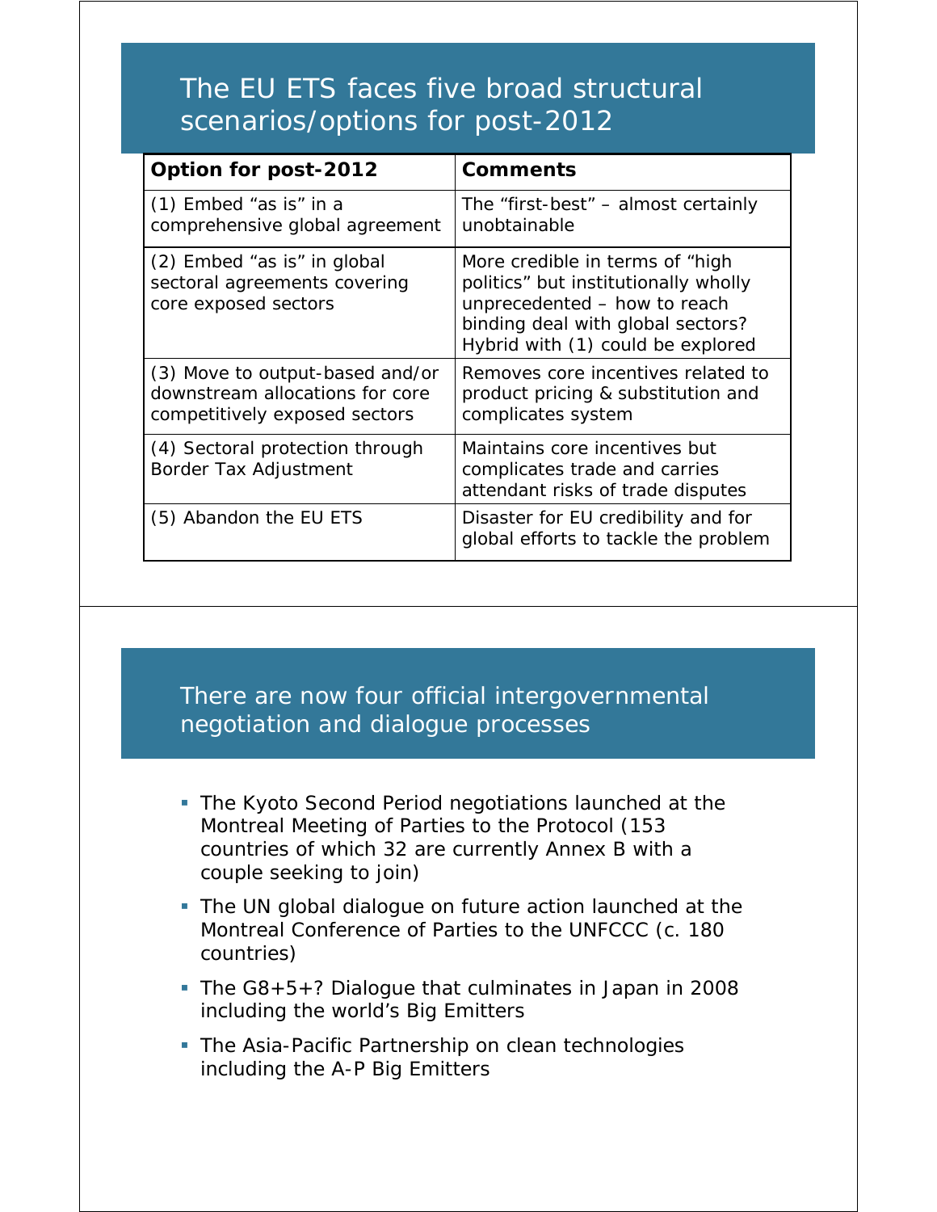## The EU ETS faces five broad structural scenarios/options for post-2012

| Option for post-2012 | Comments |
|---|---|
| (1) Embed "as is" in a comprehensive global agreement | The "first-best" – almost certainly unobtainable |
| (2) Embed "as is" in global sectoral agreements covering core exposed sectors | More credible in terms of "high politics" but institutionally wholly unprecedented – how to reach binding deal with global sectors? Hybrid with (1) could be explored |
| (3) Move to output-based and/or downstream allocations for core competitively exposed sectors | Removes core incentives related to product pricing & substitution and complicates system |
| (4) Sectoral protection through Border Tax Adjustment | Maintains core incentives but complicates trade and carries attendant risks of trade disputes |
| (5) Abandon the EU ETS | Disaster for EU credibility and for global efforts to tackle the problem |

## There are now four official intergovernmental negotiation and dialogue processes

- The Kyoto Second Period negotiations launched at the Montreal Meeting of Parties to the Protocol (153 countries of which 32 are currently Annex B with a couple seeking to join)
- The UN global dialogue on future action launched at the Montreal Conference of Parties to the UNFCCC (c. 180 countries)
- The G8+5+? Dialogue that culminates in Japan in 2008 including the world's Big Emitters
- The Asia-Pacific Partnership on clean technologies including the A-P Big Emitters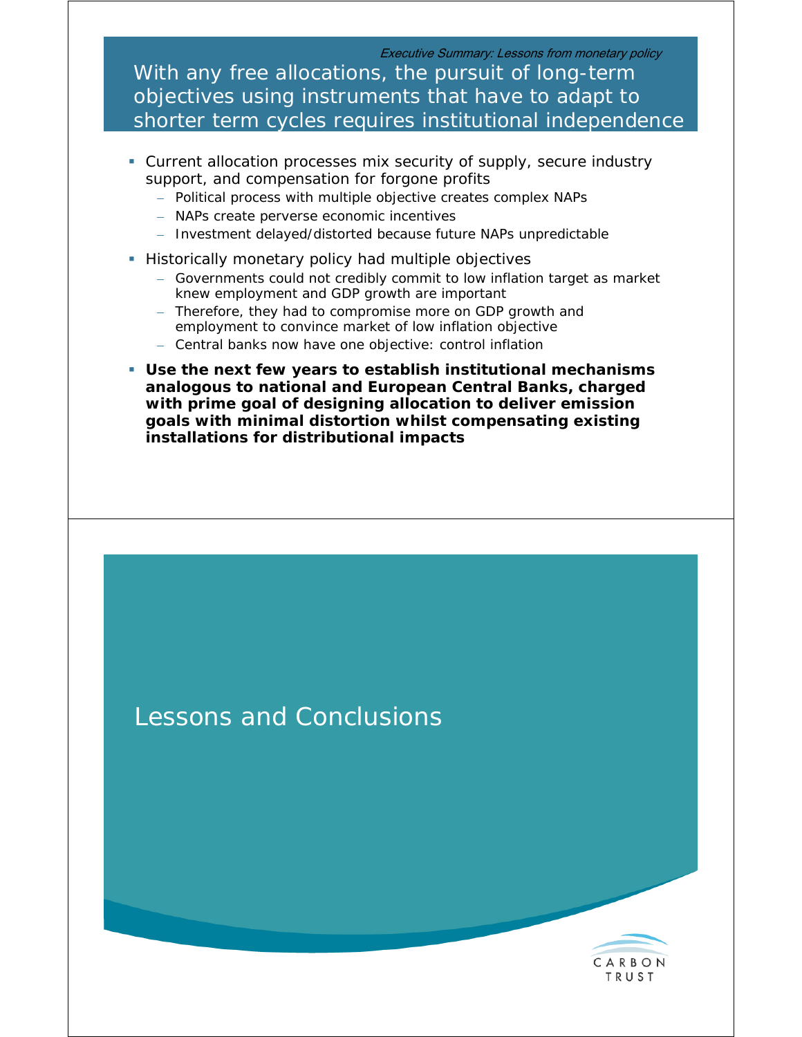*Executive Summary: Lessons from monetary policy*

## With any free allocations, the pursuit of long-term objectives using instruments that have to adapt to shorter term cycles requires institutional independence

- Current allocation processes mix security of supply, secure industry support, and compensation for forgone profits
  - Political process with multiple objective creates complex NAPs
  - NAPs create perverse economic incentives
  - Investment delayed/distorted because future NAPs unpredictable
- Historically monetary policy had multiple objectives
  - Governments could not credibly commit to low inflation target as market knew employment and GDP growth are important
  - Therefore, they had to compromise more on GDP growth and employment to convince market of low inflation objective
  - Central banks now have one objective: control inflation
- **Use the next few years to establish institutional mechanisms analogous to national and European Central Banks, charged with prime goal of designing allocation to deliver emission goals with minimal distortion whilst compensating existing installations for distributional impacts**

# Lessons and Conclusions

CARBON TRUST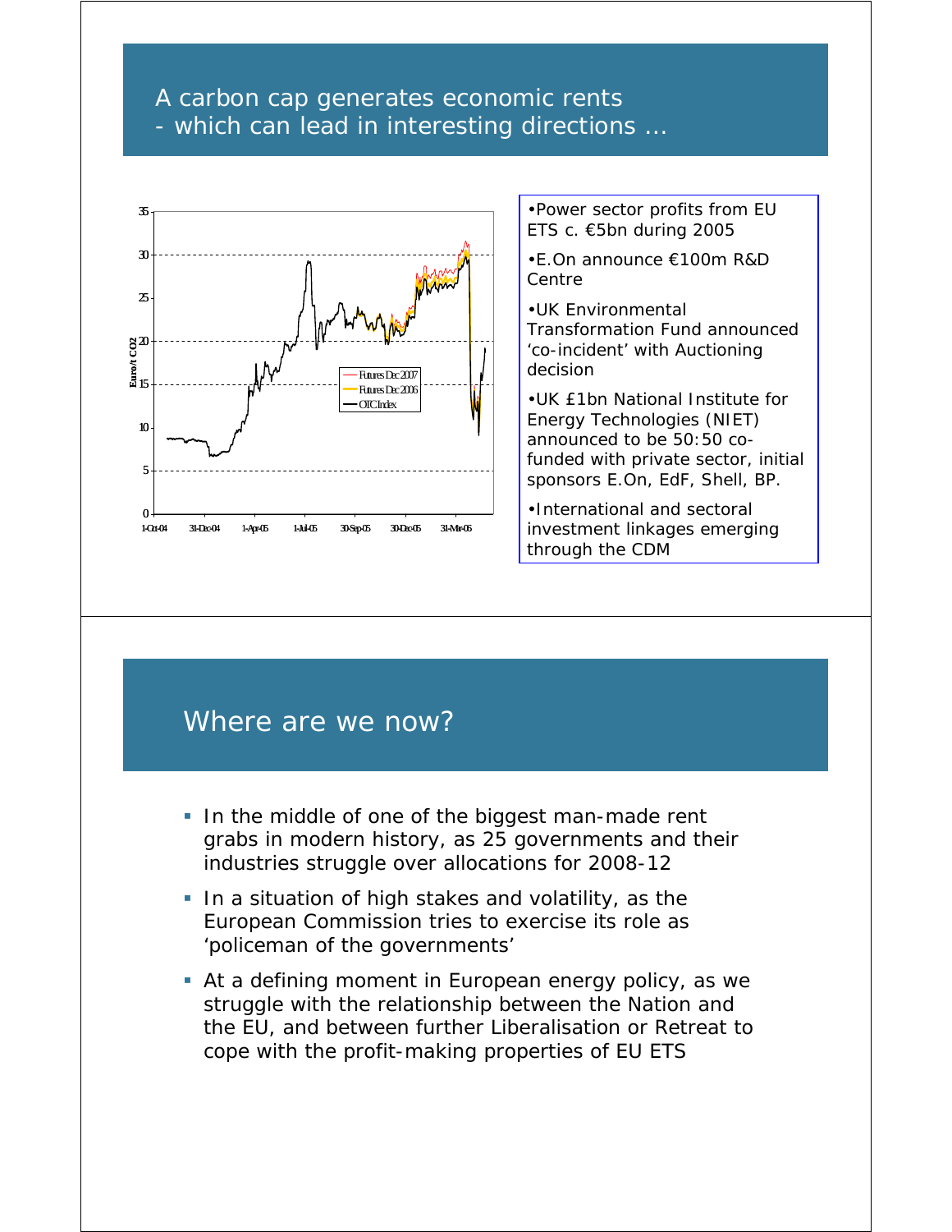## A carbon cap generates economic rents - which can lead in interesting directions …

- Power sector profits from EU ETS c. €5bn during 2005
- E.On announce €100m R&D Centre
- UK Environmental Transformation Fund announced 'co-incident' with Auctioning decision
- UK £1bn National Institute for Energy Technologies (NIET) announced to be 50:50 co-funded with private sector, initial sponsors E.On, EdF, Shell, BP.
- International and sectoral investment linkages emerging through the CDM

## Where are we now?

- In the middle of one of the biggest man-made rent grabs in modern history, as 25 governments and their industries struggle over allocations for 2008-12
- In a situation of high stakes and volatility, as the European Commission tries to exercise its role as 'policeman of the governments'
- At a defining moment in European energy policy, as we struggle with the relationship between the Nation and the EU, and between further Liberalisation or Retreat to cope with the profit-making properties of EU ETS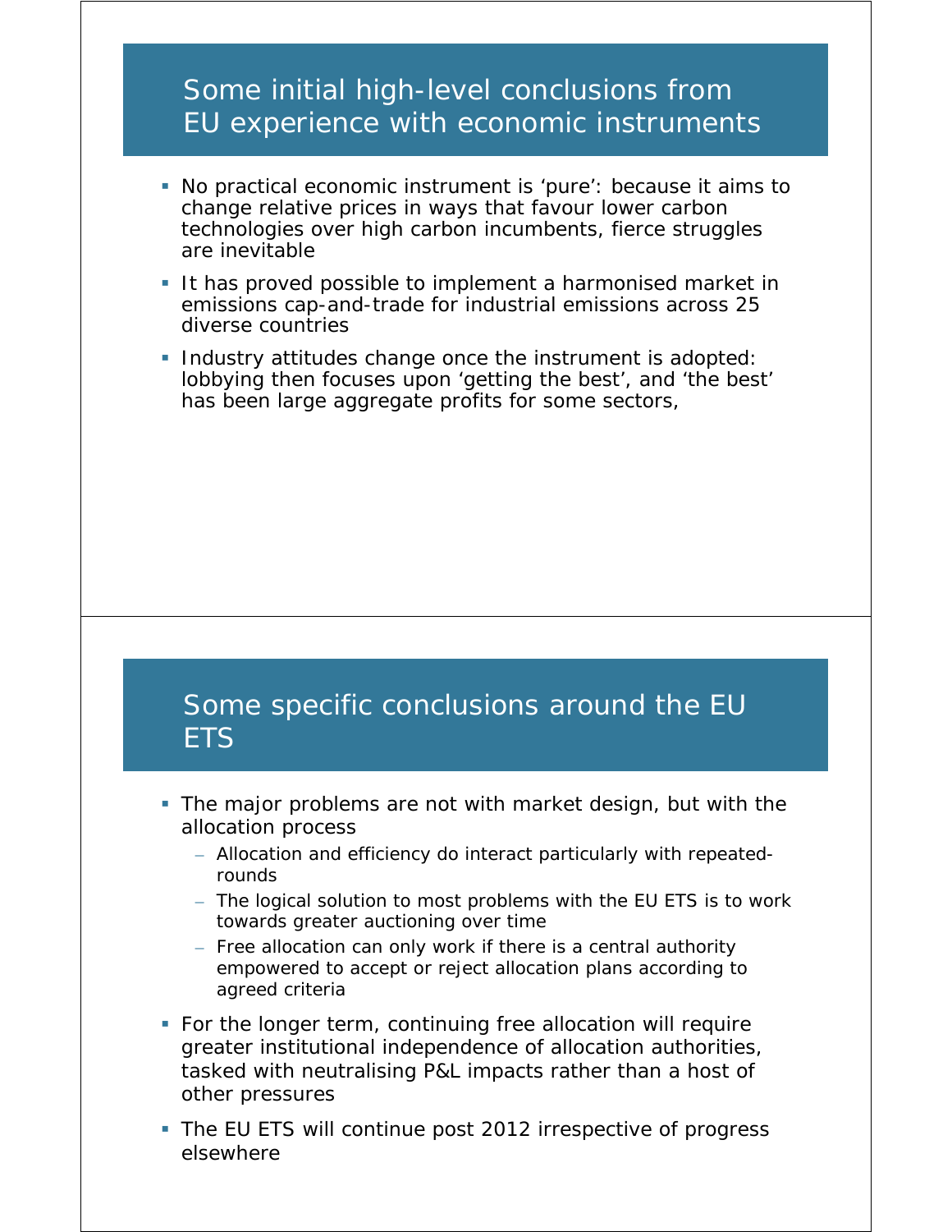## Some initial high-level conclusions from EU experience with economic instruments

- No practical economic instrument is ‘pure’: because it aims to change relative prices in ways that favour lower carbon technologies over high carbon incumbents, fierce struggles are inevitable
- It has proved possible to implement a harmonised market in emissions cap-and-trade for industrial emissions across 25 diverse countries
- Industry attitudes change once the instrument is adopted: lobbying then focuses upon ‘getting the best’, and ‘the best’ has been large aggregate profits for some sectors,

## Some specific conclusions around the EU ETS

- The major problems are not with market design, but with the allocation process
  - Allocation and efficiency do interact particularly with repeated-rounds
  - The logical solution to most problems with the EU ETS is to work towards greater auctioning over time
  - Free allocation can only work if there is a central authority empowered to accept or reject allocation plans according to agreed criteria
- For the longer term, continuing free allocation will require greater institutional independence of allocation authorities, tasked with neutralising P&L impacts rather than a host of other pressures
- The EU ETS will continue post 2012 irrespective of progress elsewhere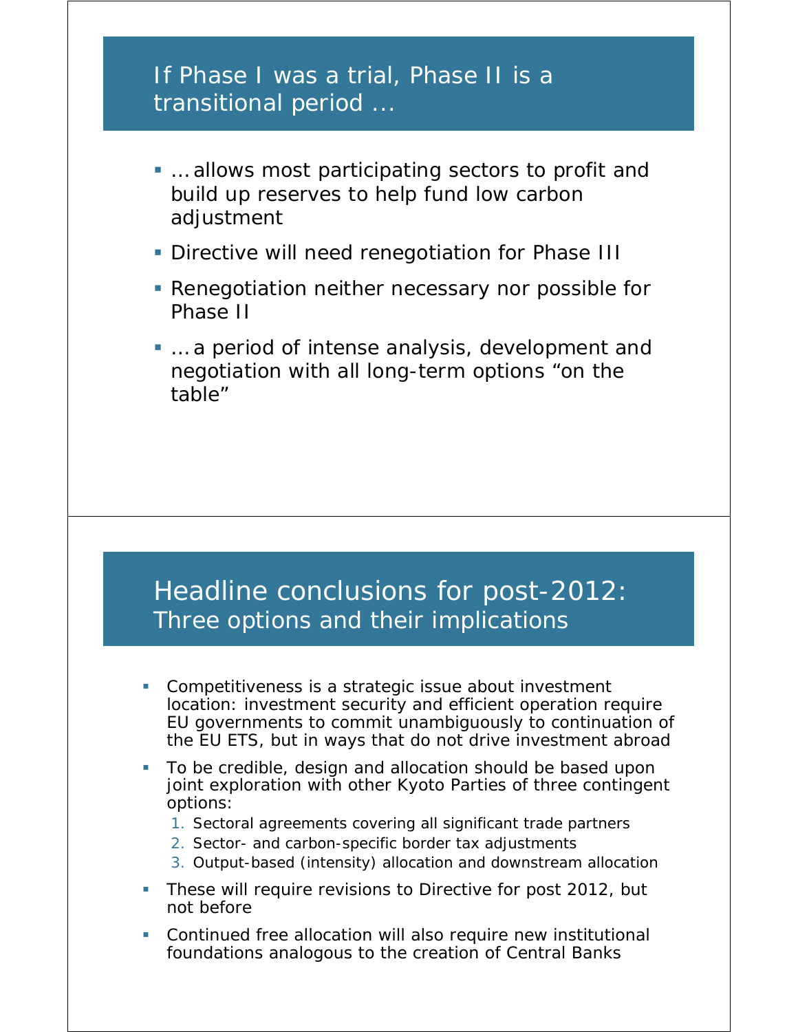## If Phase I was a trial, Phase II is a transitional period …

- … allows most participating sectors to profit and build up reserves to help fund low carbon adjustment
- Directive will need renegotiation for Phase III
- Renegotiation neither necessary nor possible for Phase II
- … a period of intense analysis, development and negotiation with all long-term options "on the table"

## Headline conclusions for post-2012: Three options and their implications

- Competitiveness is a strategic issue about investment location: investment security and efficient operation require EU governments to commit unambiguously to continuation of the EU ETS, but in ways that do not drive investment abroad
- To be credible, design and allocation should be based upon joint exploration with other Kyoto Parties of three contingent options:
  1. Sectoral agreements covering all significant trade partners
  2. Sector- and carbon-specific border tax adjustments
  3. Output-based (intensity) allocation and downstream allocation
- These will require revisions to Directive for post 2012, but not before
- Continued free allocation will also require new institutional foundations analogous to the creation of Central Banks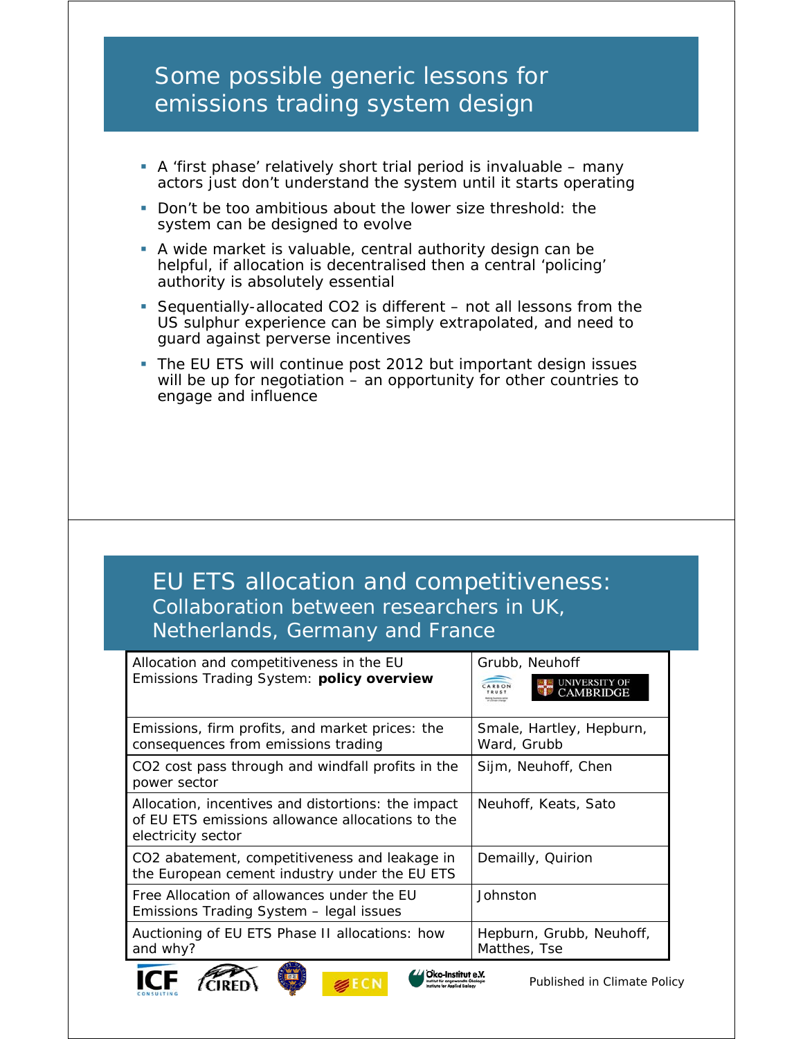## Some possible generic lessons for emissions trading system design

- A 'first phase' relatively short trial period is invaluable – many actors just don't understand the system until it starts operating
- Don't be too ambitious about the lower size threshold: the system can be designed to evolve
- A wide market is valuable, central authority design can be helpful, if allocation is decentralised then a central 'policing' authority is absolutely essential
- Sequentially-allocated CO2 is different – not all lessons from the US sulphur experience can be simply extrapolated, and need to guard against perverse incentives
- The EU ETS will continue post 2012 but important design issues will be up for negotiation – an opportunity for other countries to engage and influence

## EU ETS allocation and competitiveness: Collaboration between researchers in UK, Netherlands, Germany and France

| | |
|---|---|
| Allocation and competitiveness in the EU Emissions Trading System: **policy overview** | Grubb, Neuhoff |
| Emissions, firm profits, and market prices: the consequences from emissions trading | Smale, Hartley, Hepburn, Ward, Grubb |
| CO2 cost pass through and windfall profits in the power sector | Sijm, Neuhoff, Chen |
| Allocation, incentives and distortions: the impact of EU ETS emissions allowance allocations to the electricity sector | Neuhoff, Keats, Sato |
| CO2 abatement, competitiveness and leakage in the European cement industry under the EU ETS | Demailly, Quirion |
| Free Allocation of allowances under the EU Emissions Trading System – legal issues | Johnston |
| Auctioning of EU ETS Phase II allocations: how and why? | Hepburn, Grubb, Neuhoff, Matthes, Tse |

Published in Climate Policy